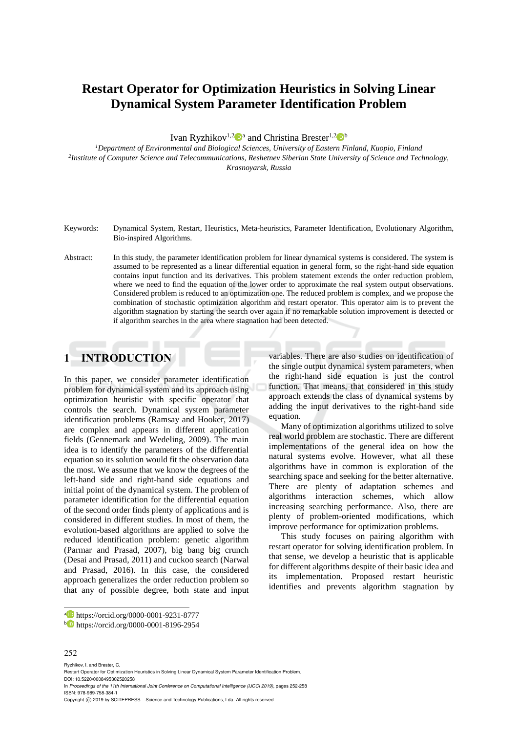# Restart Operator for Optimization Heuristics in Solving Linear Dynamical System Parameter Identification Problem

Ivan Ryzhikov[1,2,a] and Christina Brester[1,2,b]

[1]*Department of Environmental and Biological Sciences, University of Eastern Finland, Kuopio, Finland*
[2]*Institute of Computer Science and Telecommunications, Reshetnev Siberian State University of Science and Technology, Krasnoyarsk, Russia*

Keywords: Dynamical System, Restart, Heuristics, Meta-heuristics, Parameter Identification, Evolutionary Algorithm, Bio-inspired Algorithms.

Abstract: In this study, the parameter identification problem for linear dynamical systems is considered. The system is assumed to be represented as a linear differential equation in general form, so the right-hand side equation contains input function and its derivatives. This problem statement extends the order reduction problem, where we need to find the equation of the lower order to approximate the real system output observations. Considered problem is reduced to an optimization one. The reduced problem is complex, and we propose the combination of stochastic optimization algorithm and restart operator. This operator aim is to prevent the algorithm stagnation by starting the search over again if no remarkable solution improvement is detected or if algorithm searches in the area where stagnation had been detected.

## 1 INTRODUCTION

In this paper, we consider parameter identification problem for dynamical system and its approach using optimization heuristic with specific operator that controls the search. Dynamical system parameter identification problems (Ramsay and Hooker, 2017) are complex and appears in different application fields (Gennemark and Wedeling, 2009). The main idea is to identify the parameters of the differential equation so its solution would fit the observation data the most. We assume that we know the degrees of the left-hand side and right-hand side equations and initial point of the dynamical system. The problem of parameter identification for the differential equation of the second order finds plenty of applications and is considered in different studies. In most of them, the evolution-based algorithms are applied to solve the reduced identification problem: genetic algorithm (Parmar and Prasad, 2007), big bang big crunch (Desai and Prasad, 2011) and cuckoo search (Narwal and Prasad, 2016). In this case, the considered approach generalizes the order reduction problem so that any of possible degree, both state and input variables. There are also studies on identification of the single output dynamical system parameters, when the right-hand side equation is just the control function. That means, that considered in this study approach extends the class of dynamical systems by adding the input derivatives to the right-hand side equation.

Many of optimization algorithms utilized to solve real world problem are stochastic. There are different implementations of the general idea on how the natural systems evolve. However, what all these algorithms have in common is exploration of the searching space and seeking for the better alternative. There are plenty of adaptation schemes and algorithms interaction schemes, which allow increasing searching performance. Also, there are plenty of problem-oriented modifications, which improve performance for optimization problems.

This study focuses on pairing algorithm with restart operator for solving identification problem. In that sense, we develop a heuristic that is applicable for different algorithms despite of their basic idea and its implementation. Proposed restart heuristic identifies and prevents algorithm stagnation by

[a] https://orcid.org/0000-0001-9231-8777
[b] https://orcid.org/0000-0001-8196-2954

Ryzhikov, I. and Brester, C.
Restart Operator for Optimization Heuristics in Solving Linear Dynamical System Parameter Identification Problem.
DOI: 10.5220/0008495302520258
In *Proceedings of the 11th International Joint Conference on Computational Intelligence (IJCCI 2019)*, pages 252-258
ISBN: 978-989-758-384-1
Copyright © 2019 by SCITEPRESS – Science and Technology Publications, Lda. All rights reserved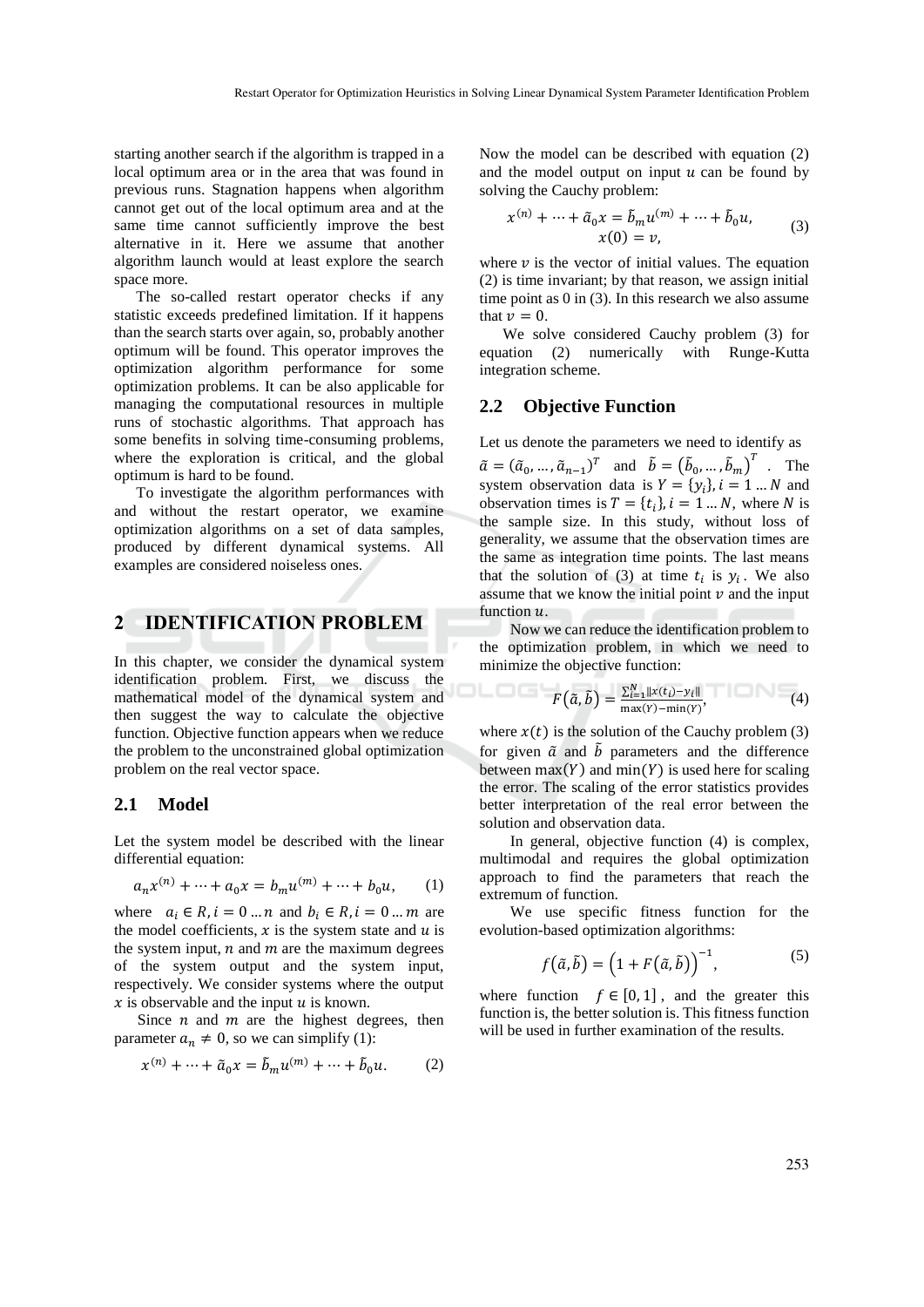starting another search if the algorithm is trapped in a local optimum area or in the area that was found in previous runs. Stagnation happens when algorithm cannot get out of the local optimum area and at the same time cannot sufficiently improve the best alternative in it. Here we assume that another algorithm launch would at least explore the search space more.

The so-called restart operator checks if any statistic exceeds predefined limitation. If it happens than the search starts over again, so, probably another optimum will be found. This operator improves the optimization algorithm performance for some optimization problems. It can be also applicable for managing the computational resources in multiple runs of stochastic algorithms. That approach has some benefits in solving time-consuming problems, where the exploration is critical, and the global optimum is hard to be found.

To investigate the algorithm performances with and without the restart operator, we examine optimization algorithms on a set of data samples, produced by different dynamical systems. All examples are considered noiseless ones.

# 2 IDENTIFICATION PROBLEM

In this chapter, we consider the dynamical system identification problem. First, we discuss the mathematical model of the dynamical system and then suggest the way to calculate the objective function. Objective function appears when we reduce the problem to the unconstrained global optimization problem on the real vector space.

## 2.1 Model

Let the system model be described with the linear differential equation:

$$a_n x^{(n)} + \cdots + a_0 x = b_m u^{(m)} + \cdots + b_0 u, \qquad (1)$$

where $a_i \in R, i = 0 \ldots n$ and $b_i \in R, i = 0 \ldots m$ are the model coefficients, $x$ is the system state and $u$ is the system input, $n$ and $m$ are the maximum degrees of the system output and the system input, respectively. We consider systems where the output $x$ is observable and the input $u$ is known.

Since $n$ and $m$ are the highest degrees, then parameter $a_n \neq 0$, so we can simplify (1):

$$x^{(n)} + \cdots + \tilde{a}_0 x = \tilde{b}_m u^{(m)} + \cdots + \tilde{b}_0 u. \qquad (2)$$

Now the model can be described with equation (2) and the model output on input $u$ can be found by solving the Cauchy problem:

$$x^{(n)} + \cdots + \tilde{a}_0 x = \tilde{b}_m u^{(m)} + \cdots + \tilde{b}_0 u, \\ x(0) = v, \qquad (3)$$

where $v$ is the vector of initial values. The equation (2) is time invariant; by that reason, we assign initial time point as 0 in (3). In this research we also assume that $v = 0$.

We solve considered Cauchy problem (3) for equation (2) numerically with Runge-Kutta integration scheme.

## 2.2 Objective Function

Let us denote the parameters we need to identify as $\tilde{a} = (\tilde{a}_0, \ldots, \tilde{a}_{n-1})^T$ and $\tilde{b} = (\tilde{b}_0, \ldots, \tilde{b}_m)^T$. The system observation data is $Y = \{y_i\}, i = 1 \ldots N$ and observation times is $T = \{t_i\}, i = 1 \ldots N$, where $N$ is the sample size. In this study, without loss of generality, we assume that the observation times are the same as integration time points. The last means that the solution of (3) at time $t_i$ is $y_i$. We also assume that we know the initial point $v$ and the input function $u$.

Now we can reduce the identification problem to the optimization problem, in which we need to minimize the objective function:

$$F(\tilde{a}, \tilde{b}) = \frac{\sum_{i=1}^{N} \|x(t_i) - y_i\|}{\max(Y) - \min(Y)}, \qquad (4)$$

where $x(t)$ is the solution of the Cauchy problem (3) for given $\tilde{a}$ and $\tilde{b}$ parameters and the difference between $\max(Y)$ and $\min(Y)$ is used here for scaling the error. The scaling of the error statistics provides better interpretation of the real error between the solution and observation data.

In general, objective function (4) is complex, multimodal and requires the global optimization approach to find the parameters that reach the extremum of function.

We use specific fitness function for the evolution-based optimization algorithms:

$$f(\tilde{a}, \tilde{b}) = \left(1 + F(\tilde{a}, \tilde{b})\right)^{-1}, \qquad (5)$$

where function $f \in [0, 1]$, and the greater this function is, the better solution is. This fitness function will be used in further examination of the results.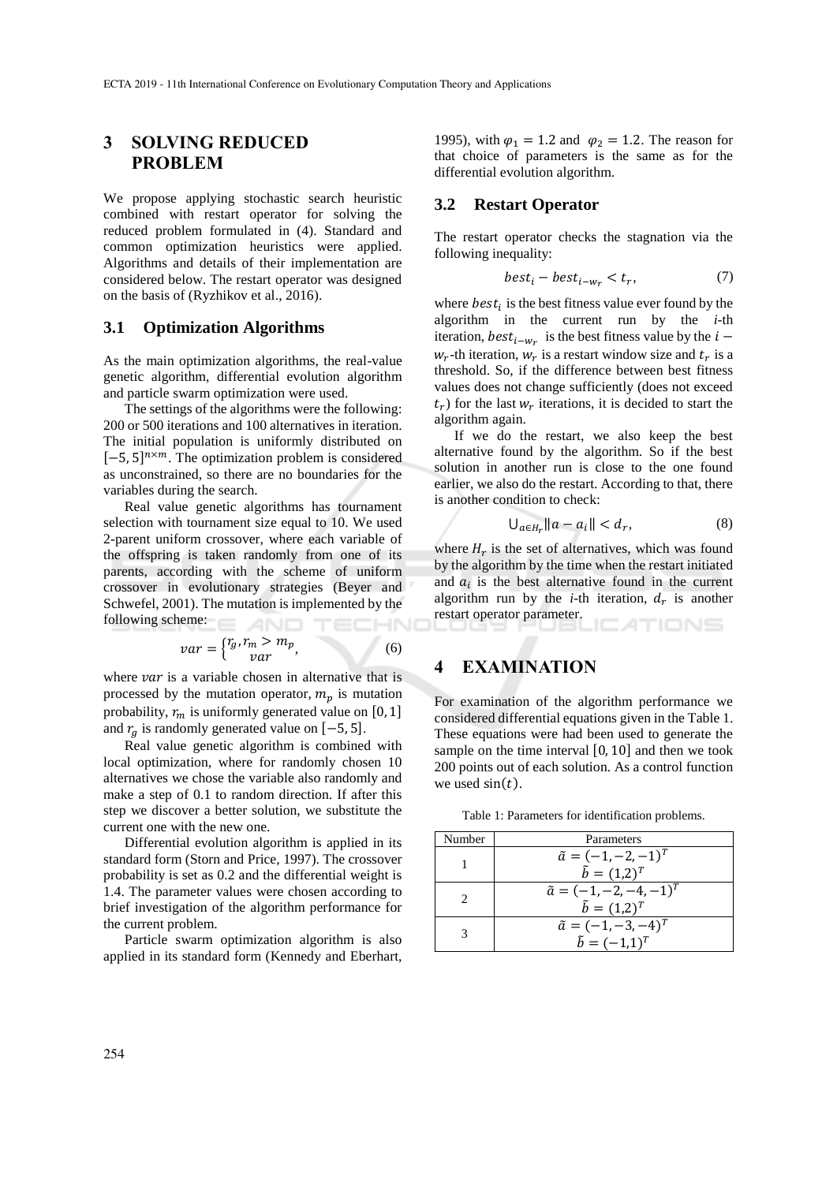## 3 SOLVING REDUCED PROBLEM

We propose applying stochastic search heuristic combined with restart operator for solving the reduced problem formulated in (4). Standard and common optimization heuristics were applied. Algorithms and details of their implementation are considered below. The restart operator was designed on the basis of (Ryzhikov et al., 2016).

### 3.1 Optimization Algorithms

As the main optimization algorithms, the real-value genetic algorithm, differential evolution algorithm and particle swarm optimization were used.

The settings of the algorithms were the following: 200 or 500 iterations and 100 alternatives in iteration. The initial population is uniformly distributed on $[-5, 5]^{n \times m}$. The optimization problem is considered as unconstrained, so there are no boundaries for the variables during the search.

Real value genetic algorithms has tournament selection with tournament size equal to 10. We used 2-parent uniform crossover, where each variable of the offspring is taken randomly from one of its parents, according with the scheme of uniform crossover in evolutionary strategies (Beyer and Schwefel, 2001). The mutation is implemented by the following scheme:

$$var = \begin{cases} r_g, r_m > m_p \\ var \end{cases}, \tag{6}$$

where $var$ is a variable chosen in alternative that is processed by the mutation operator, $m_p$ is mutation probability, $r_m$ is uniformly generated value on $[0, 1]$ and $r_g$ is randomly generated value on $[-5, 5]$.

Real value genetic algorithm is combined with local optimization, where for randomly chosen 10 alternatives we chose the variable also randomly and make a step of 0.1 to random direction. If after this step we discover a better solution, we substitute the current one with the new one.

Differential evolution algorithm is applied in its standard form (Storn and Price, 1997). The crossover probability is set as 0.2 and the differential weight is 1.4. The parameter values were chosen according to brief investigation of the algorithm performance for the current problem.

Particle swarm optimization algorithm is also applied in its standard form (Kennedy and Eberhart, 1995), with $\varphi_1 = 1.2$ and $\varphi_2 = 1.2$. The reason for that choice of parameters is the same as for the differential evolution algorithm.

### 3.2 Restart Operator

The restart operator checks the stagnation via the following inequality:

$$best_i - best_{i-w_r} < t_r, \tag{7}$$

where $best_i$ is the best fitness value ever found by the algorithm in the current run by the *i*-th iteration, $best_{i-w_r}$ is the best fitness value by the $i - w_r$-th iteration, $w_r$ is a restart window size and $t_r$ is a threshold. So, if the difference between best fitness values does not change sufficiently (does not exceed $t_r$) for the last $w_r$ iterations, it is decided to start the algorithm again.

If we do the restart, we also keep the best alternative found by the algorithm. So if the best solution in another run is close to the one found earlier, we also do the restart. According to that, there is another condition to check:

$$\cup_{a \in H_r} \|a - a_i\| < d_r, \tag{8}$$

where $H_r$ is the set of alternatives, which was found by the algorithm by the time when the restart initiated and $a_i$ is the best alternative found in the current algorithm run by the *i*-th iteration, $d_r$ is another restart operator parameter.

## 4 EXAMINATION

For examination of the algorithm performance we considered differential equations given in the Table 1. These equations were had been used to generate the sample on the time interval $[0, 10]$ and then we took 200 points out of each solution. As a control function we used $\sin(t)$.

Table 1: Parameters for identification problems.

| Number | Parameters |
|---|---|
| 1 | $\tilde{a} = (-1, -2, -1)^T$ <br> $\tilde{b} = (1,2)^T$ |
| 2 | $\tilde{a} = (-1, -2, -4, -1)^T$ <br> $\tilde{b} = (1,2)^T$ |
| 3 | $\tilde{a} = (-1, -3, -4)^T$ <br> $\tilde{b} = (-1,1)^T$ |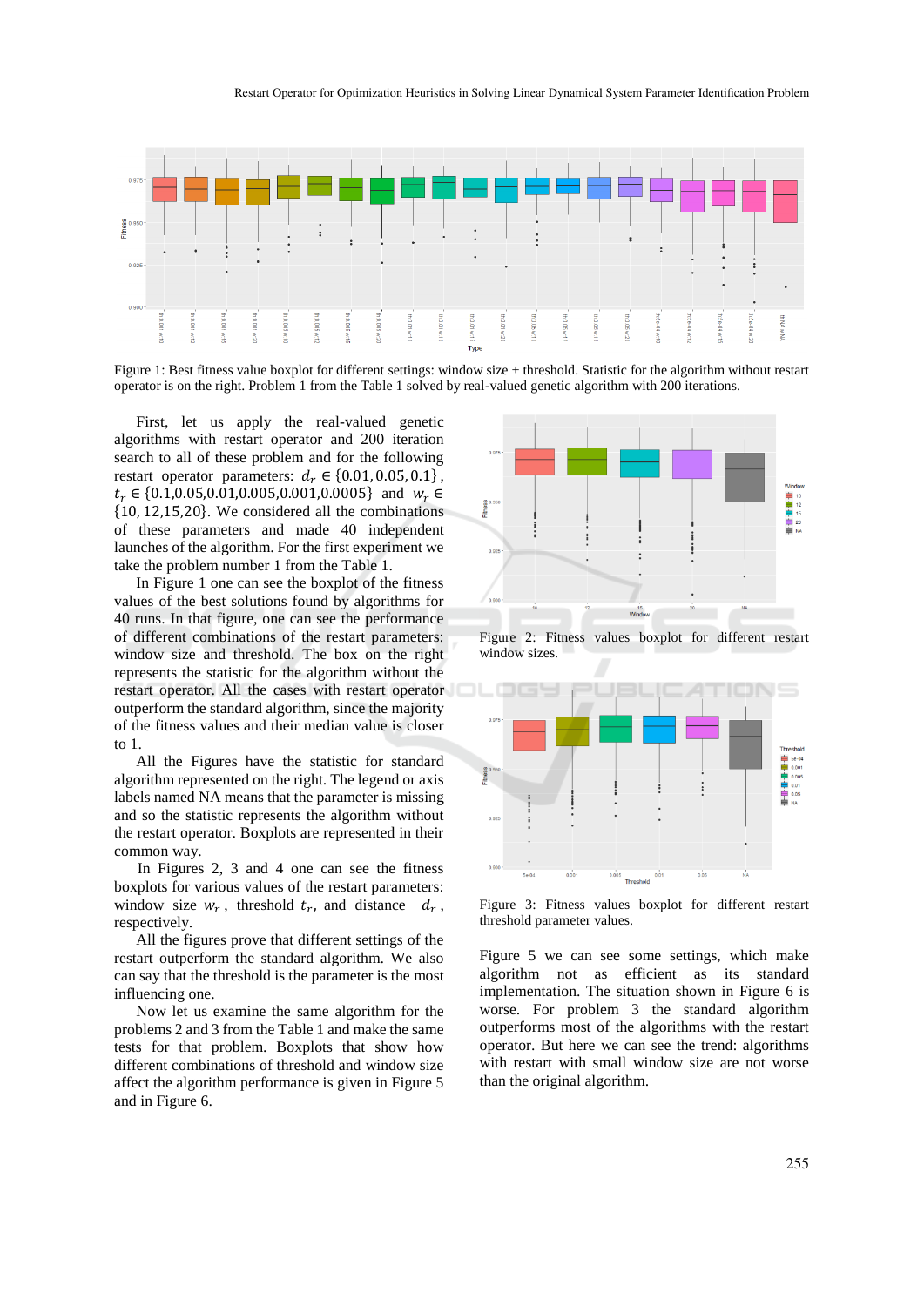Figure 1: Best fitness value boxplot for different settings: window size + threshold. Statistic for the algorithm without restart operator is on the right. Problem 1 from the Table 1 solved by real-valued genetic algorithm with 200 iterations.

First, let us apply the real-valued genetic algorithms with restart operator and 200 iteration search to all of these problem and for the following restart operator parameters: $d_r \in \{0.01, 0.05, 0.1\}$, $t_r \in \{0.1, 0.05, 0.01, 0.005, 0.001, 0.0005\}$ and $w_r \in \{10, 12, 15, 20\}$. We considered all the combinations of these parameters and made 40 independent launches of the algorithm. For the first experiment we take the problem number 1 from the Table 1.

In Figure 1 one can see the boxplot of the fitness values of the best solutions found by algorithms for 40 runs. In that figure, one can see the performance of different combinations of the restart parameters: window size and threshold. The box on the right represents the statistic for the algorithm without the restart operator. All the cases with restart operator outperform the standard algorithm, since the majority of the fitness values and their median value is closer to 1.

All the Figures have the statistic for standard algorithm represented on the right. The legend or axis labels named NA means that the parameter is missing and so the statistic represents the algorithm without the restart operator. Boxplots are represented in their common way.

In Figures 2, 3 and 4 one can see the fitness boxplots for various values of the restart parameters: window size $w_r$, threshold $t_r$, and distance $d_r$, respectively.

All the figures prove that different settings of the restart outperform the standard algorithm. We also can say that the threshold is the most influencing one.

Now let us examine the same algorithm for the problems 2 and 3 from the Table 1 and make the same tests for that problem. Boxplots that show how different combinations of threshold and window size affect the algorithm performance is given in Figure 5 and in Figure 6.

Figure 2: Fitness values boxplot for different restart window sizes.

Figure 3: Fitness values boxplot for different restart threshold parameter values.

Figure 5 we can see some settings, which make algorithm not as efficient as its standard implementation. The situation shown in Figure 6 is worse. For problem 3 the standard algorithm outperforms most of the algorithms with the restart operator. But here we can see the trend: algorithms with restart with small window size are not worse than the original algorithm.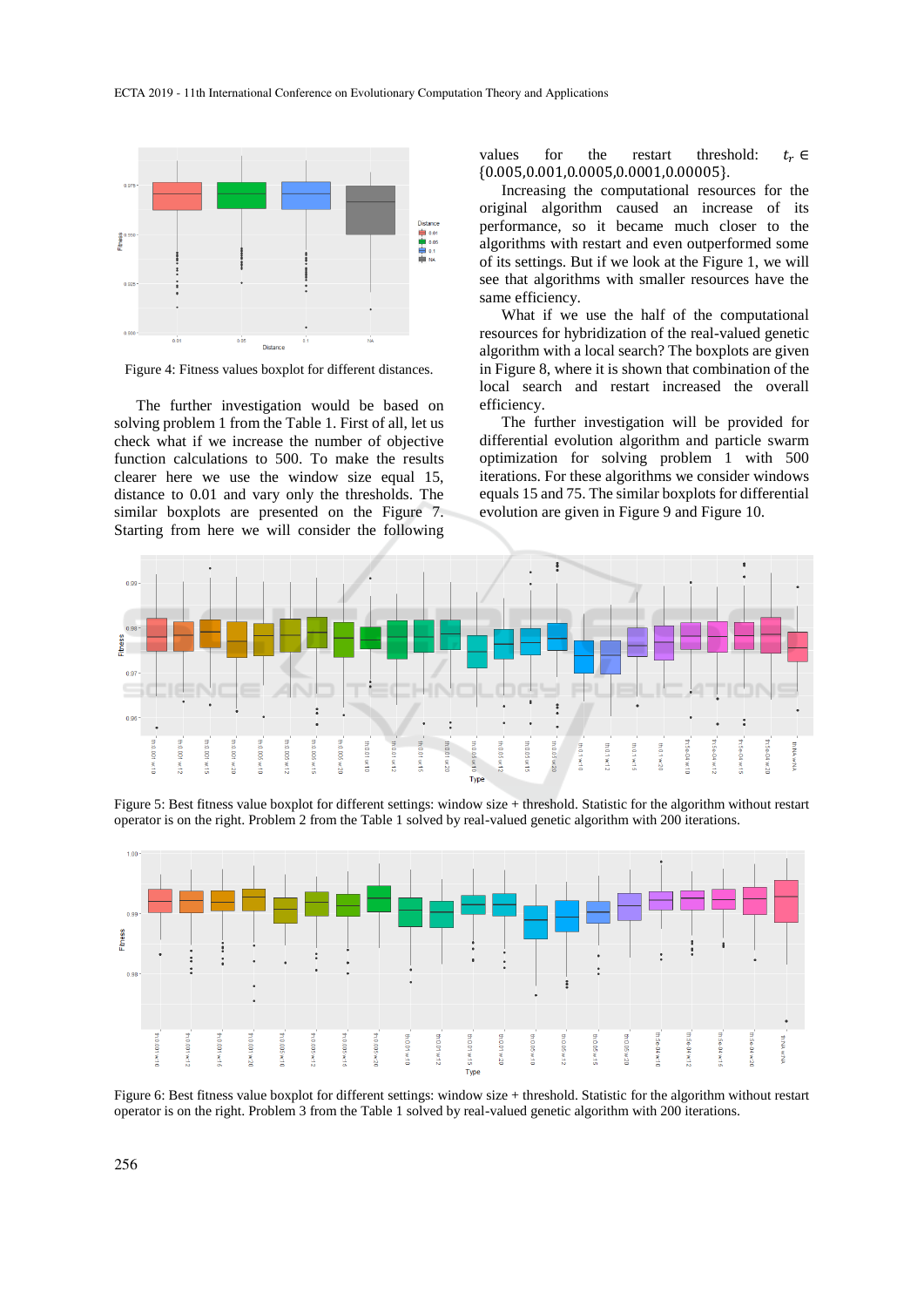Figure 4: Fitness values boxplot for different distances.

The further investigation would be based on solving problem 1 from the Table 1. First of all, let us check what if we increase the number of objective function calculations to 500. To make the results clearer here we use the window size equal 15, distance to 0.01 and vary only the thresholds. The similar boxplots are presented on the Figure 7. Starting from here we will consider the following values for the restart threshold: $t_r \in \{0.005, 0.001, 0.0005, 0.0001, 0.00005\}$.

Increasing the computational resources for the original algorithm caused an increase of its performance, so it became much closer to the algorithms with restart and even outperformed some of its settings. But if we look at the Figure 1, we will see that algorithms with smaller resources have the same efficiency.

What if we use the half of the computational resources for hybridization of the real-valued genetic algorithm with a local search? The boxplots are given in Figure 8, where it is shown that combination of the local search and restart increased the overall efficiency.

The further investigation will be provided for differential evolution algorithm and particle swarm optimization for solving problem 1 with 500 iterations. For these algorithms we consider windows equals 15 and 75. The similar boxplots for differential evolution are given in Figure 9 and Figure 10.

Figure 5: Best fitness value boxplot for different settings: window size + threshold. Statistic for the algorithm without restart operator is on the right. Problem 2 from the Table 1 solved by real-valued genetic algorithm with 200 iterations.

Figure 6: Best fitness value boxplot for different settings: window size + threshold. Statistic for the algorithm without restart operator is on the right. Problem 3 from the Table 1 solved by real-valued genetic algorithm with 200 iterations.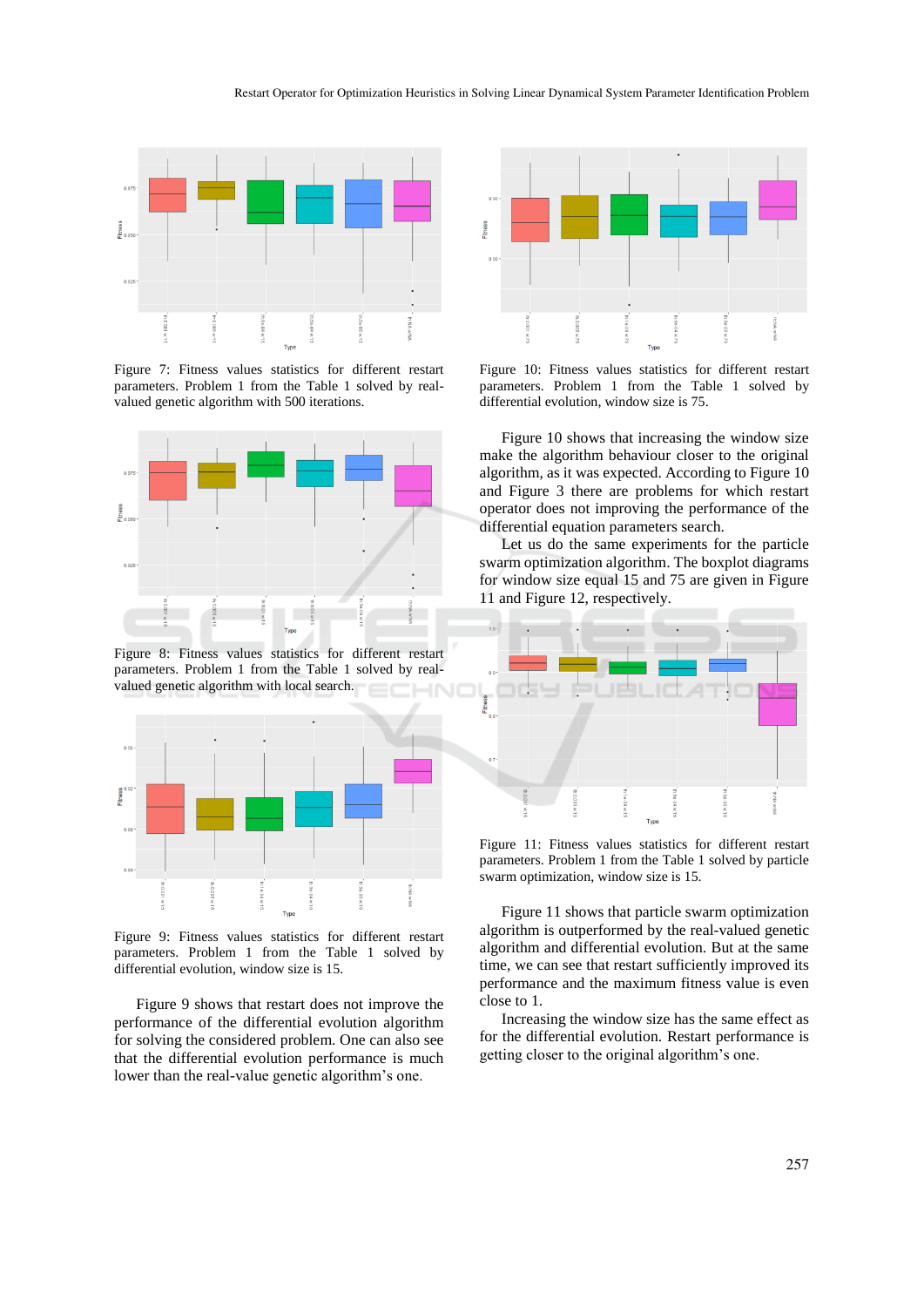Figure 7: Fitness values statistics for different restart parameters. Problem 1 from the Table 1 solved by real-valued genetic algorithm with 500 iterations.

Figure 8: Fitness values statistics for different restart parameters. Problem 1 from the Table 1 solved by real-valued genetic algorithm with local search.

Figure 9: Fitness values statistics for different restart parameters. Problem 1 from the Table 1 solved by differential evolution, window size is 15.

Figure 9 shows that restart does not improve the performance of the differential evolution algorithm for solving the considered problem. One can also see that the differential evolution performance is much lower than the real-value genetic algorithm's one.

Figure 10: Fitness values statistics for different restart parameters. Problem 1 from the Table 1 solved by differential evolution, window size is 75.

Figure 10 shows that increasing the window size make the algorithm behaviour closer to the original algorithm, as it was expected. According to Figure 10 and Figure 3 there are problems for which restart operator does not improving the performance of the differential equation parameters search.

Let us do the same experiments for the particle swarm optimization algorithm. The boxplot diagrams for window size equal 15 and 75 are given in Figure 11 and Figure 12, respectively.

Figure 11: Fitness values statistics for different restart parameters. Problem 1 from the Table 1 solved by particle swarm optimization, window size is 15.

Figure 11 shows that particle swarm optimization algorithm is outperformed by the real-valued genetic algorithm and differential evolution. But at the same time, we can see that restart sufficiently improved its performance and the maximum fitness value is even close to 1.

Increasing the window size has the same effect as for the differential evolution. Restart performance is getting closer to the original algorithm's one.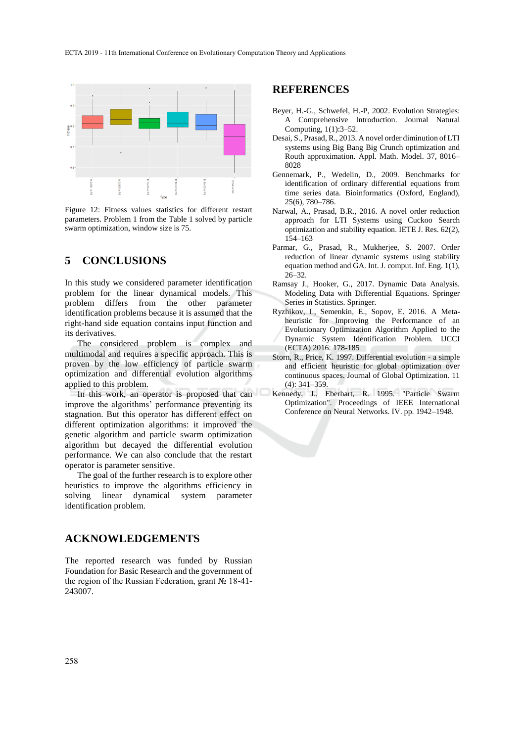Fitness

1.0

0.9

0.8

0.7

0.6

Type

Figure 12: Fitness values statistics for different restart parameters. Problem 1 from the Table 1 solved by particle swarm optimization, window size is 75.

## 5 CONCLUSIONS

In this study we considered parameter identification problem for the linear dynamical models. This problem differs from the other parameter identification problems because it is assumed that the right-hand side equation contains input function and its derivatives.

The considered problem is complex and multimodal and requires a specific approach. This is proven by the low efficiency of particle swarm optimization and differential evolution algorithms applied to this problem.

In this work, an operator is proposed that can improve the algorithms' performance preventing its stagnation. But this operator has different effect on different optimization algorithms: it improved the genetic algorithm and particle swarm optimization algorithm but decayed the differential evolution performance. We can also conclude that the restart operator is parameter sensitive.

The goal of the further research is to explore other heuristics to improve the algorithms efficiency in solving linear dynamical system parameter identification problem.

## ACKNOWLEDGEMENTS

The reported research was funded by Russian Foundation for Basic Research and the government of the region of the Russian Federation, grant № 18-41-243007.

## REFERENCES

Beyer, H.-G., Schwefel, H.-P, 2002. Evolution Strategies: A Comprehensive Introduction. Journal Natural Computing, 1(1):3–52.

Desai, S., Prasad, R., 2013. A novel order diminution of LTI systems using Big Bang Big Crunch optimization and Routh approximation. Appl. Math. Model. 37, 8016–8028

Gennemark, P., Wedelin, D., 2009. Benchmarks for identification of ordinary differential equations from time series data. Bioinformatics (Oxford, England), 25(6), 780–786.

Narwal, A., Prasad, B.R., 2016. A novel order reduction approach for LTI Systems using Cuckoo Search optimization and stability equation. IETE J. Res. 62(2), 154–163

Parmar, G., Prasad, R., Mukherjee, S. 2007. Order reduction of linear dynamic systems using stability equation method and GA. Int. J. comput. Inf. Eng. 1(1), 26–32.

Ramsay J., Hooker, G., 2017. Dynamic Data Analysis. Modeling Data with Differential Equations. Springer Series in Statistics. Springer.

Ryzhikov, I., Semenkin, E., Sopov, E. 2016. A Meta-heuristic for Improving the Performance of an Evolutionary Optimization Algorithm Applied to the Dynamic System Identification Problem. IJCCI (ECTA) 2016: 178-185

Storn, R., Price, K. 1997. Differential evolution - a simple and efficient heuristic for global optimization over continuous spaces. Journal of Global Optimization. 11 (4): 341–359.

Kennedy, J., Eberhart, R. 1995. "Particle Swarm Optimization". Proceedings of IEEE International Conference on Neural Networks. IV. pp. 1942–1948.